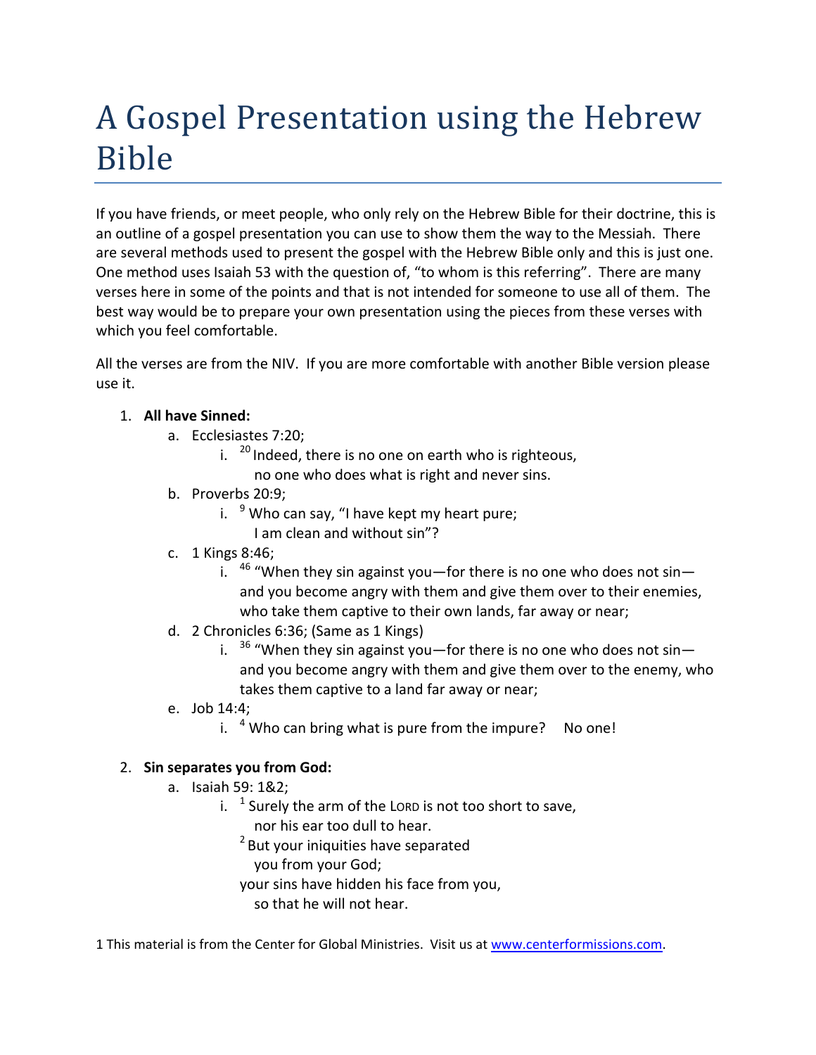# A Gospel Presentation using the Hebrew Bible

If you have friends, or meet people, who only rely on the Hebrew Bible for their doctrine, this is an outline of a gospel presentation you can use to show them the way to the Messiah. There are several methods used to present the gospel with the Hebrew Bible only and this is just one. One method uses Isaiah 53 with the question of, "to whom is this referring". There are many verses here in some of the points and that is not intended for someone to use all of them. The best way would be to prepare your own presentation using the pieces from these verses with which you feel comfortable.

All the verses are from the NIV. If you are more comfortable with another Bible version please use it.

1. **All have Sinned:**
   a. Ecclesiastes 7:20;
      i. [20] Indeed, there is no one on earth who is righteous,
         no one who does what is right and never sins.
   b. Proverbs 20:9;
      i. [9] Who can say, "I have kept my heart pure;
         I am clean and without sin"?
   c. 1 Kings 8:46;
      i. [46] "When they sin against you—for there is no one who does not sin—and you become angry with them and give them over to their enemies, who take them captive to their own lands, far away or near;
   d. 2 Chronicles 6:36; (Same as 1 Kings)
      i. [36] "When they sin against you—for there is no one who does not sin—and you become angry with them and give them over to the enemy, who takes them captive to a land far away or near;
   e. Job 14:4;
      i. [4] Who can bring what is pure from the impure? No one!

2. **Sin separates you from God:**
   a. Isaiah 59: 1&2;
      i. [1] Surely the arm of the LORD is not too short to save,
         nor his ear too dull to hear.
         [2] But your iniquities have separated
         you from your God;
         your sins have hidden his face from you,
         so that he will not hear.

1 This material is from the Center for Global Ministries. Visit us at www.centerformissions.com.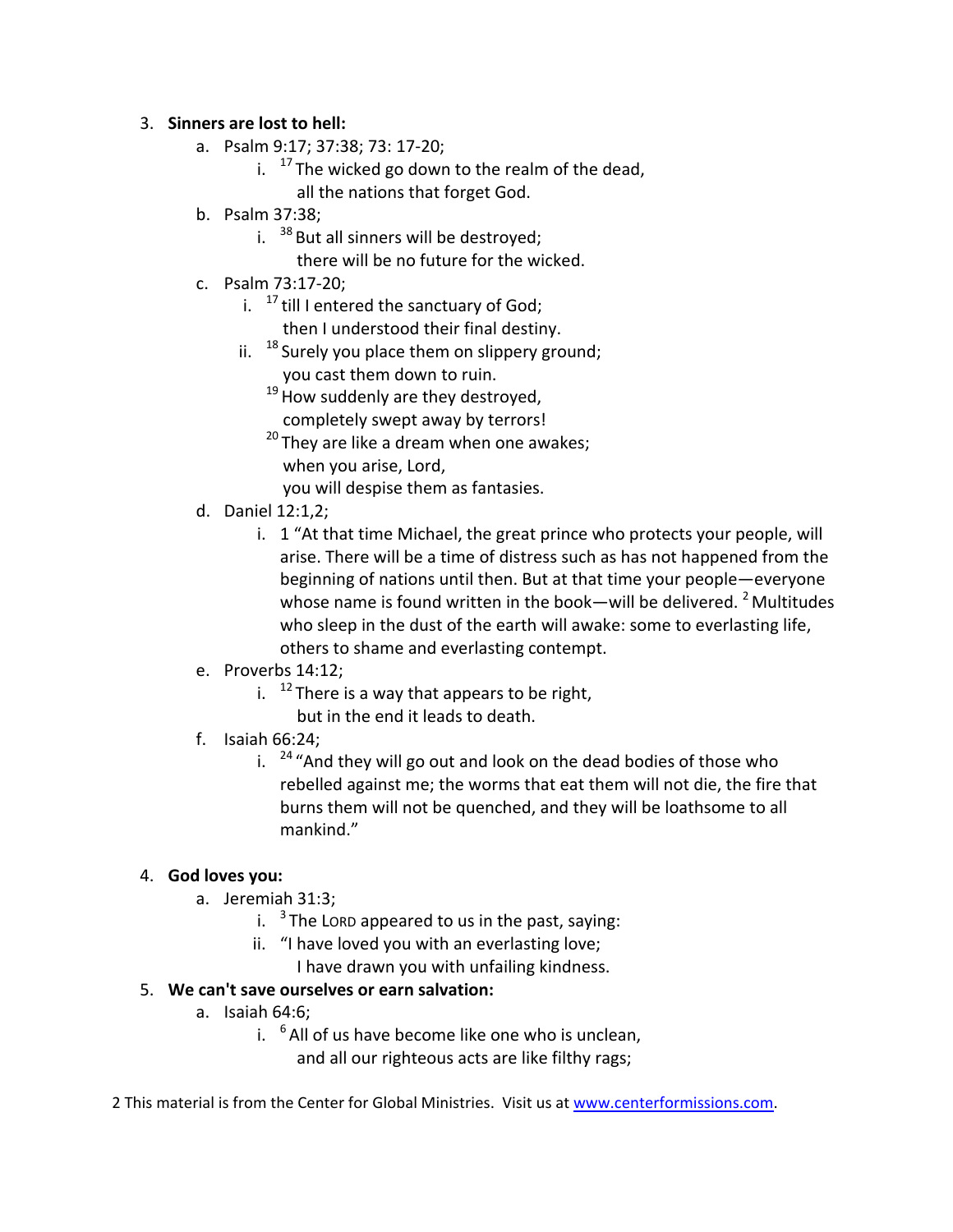3. **Sinners are lost to hell:**
    a. Psalm 9:17; 37:38; 73: 17-20;
        i. [17] The wicked go down to the realm of the dead,
           all the nations that forget God.
    b. Psalm 37:38;
        i. [38] But all sinners will be destroyed;
           there will be no future for the wicked.
    c. Psalm 73:17-20;
        i. [17] till I entered the sanctuary of God;
           then I understood their final destiny.
        ii. [18] Surely you place them on slippery ground;
           you cast them down to ruin.
           [19] How suddenly are they destroyed,
           completely swept away by terrors!
           [20] They are like a dream when one awakes;
           when you arise, Lord,
           you will despise them as fantasies.
    d. Daniel 12:1,2;
        i. 1 "At that time Michael, the great prince who protects your people, will arise. There will be a time of distress such as has not happened from the beginning of nations until then. But at that time your people—everyone whose name is found written in the book—will be delivered. [2] Multitudes who sleep in the dust of the earth will awake: some to everlasting life, others to shame and everlasting contempt.
    e. Proverbs 14:12;
        i. [12] There is a way that appears to be right,
           but in the end it leads to death.
    f. Isaiah 66:24;
        i. [24] "And they will go out and look on the dead bodies of those who rebelled against me; the worms that eat them will not die, the fire that burns them will not be quenched, and they will be loathsome to all mankind."

4. **God loves you:**
    a. Jeremiah 31:3;
        i. [3] The LORD appeared to us in the past, saying:
        ii. "I have loved you with an everlasting love;
           I have drawn you with unfailing kindness.

5. **We can't save ourselves or earn salvation:**
    a. Isaiah 64:6;
        i. [6] All of us have become like one who is unclean,
           and all our righteous acts are like filthy rags;

2 This material is from the Center for Global Ministries. Visit us at www.centerformissions.com.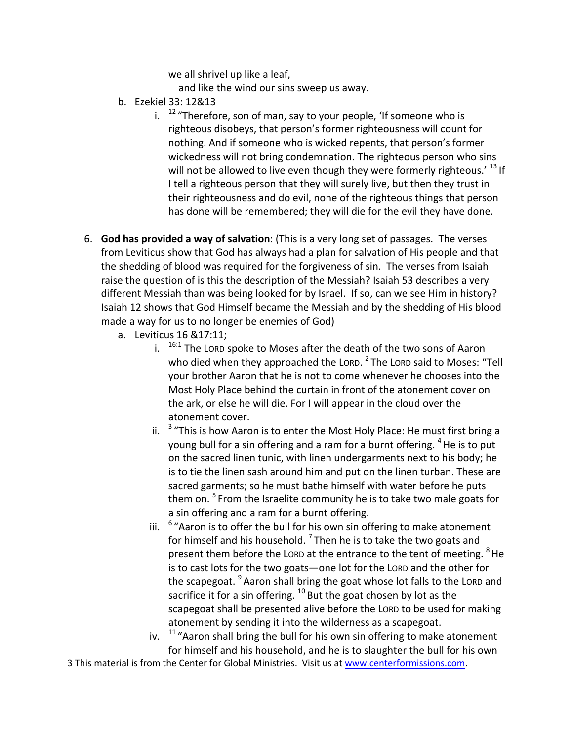we all shrivel up like a leaf,
  and like the wind our sins sweep us away.

b. Ezekiel 33: 12&13
   i. [12] "Therefore, son of man, say to your people, 'If someone who is righteous disobeys, that person's former righteousness will count for nothing. And if someone who is wicked repents, that person's former wickedness will not bring condemnation. The righteous person who sins will not be allowed to live even though they were formerly righteous.' [13] If I tell a righteous person that they will surely live, but then they trust in their righteousness and do evil, none of the righteous things that person has done will be remembered; they will die for the evil they have done.

6. **God has provided a way of salvation**: (This is a very long set of passages. The verses from Leviticus show that God has always had a plan for salvation of His people and that the shedding of blood was required for the forgiveness of sin. The verses from Isaiah raise the question of is this the description of the Messiah? Isaiah 53 describes a very different Messiah than was being looked for by Israel. If so, can we see Him in history? Isaiah 12 shows that God Himself became the Messiah and by the shedding of His blood made a way for us to no longer be enemies of God)
   a. Leviticus 16 &17:11;
      i. [16:1] The LORD spoke to Moses after the death of the two sons of Aaron who died when they approached the LORD. [2] The LORD said to Moses: "Tell your brother Aaron that he is not to come whenever he chooses into the Most Holy Place behind the curtain in front of the atonement cover on the ark, or else he will die. For I will appear in the cloud over the atonement cover.
      ii. [3] "This is how Aaron is to enter the Most Holy Place: He must first bring a young bull for a sin offering and a ram for a burnt offering. [4] He is to put on the sacred linen tunic, with linen undergarments next to his body; he is to tie the linen sash around him and put on the linen turban. These are sacred garments; so he must bathe himself with water before he puts them on. [5] From the Israelite community he is to take two male goats for a sin offering and a ram for a burnt offering.
      iii. [6] "Aaron is to offer the bull for his own sin offering to make atonement for himself and his household. [7] Then he is to take the two goats and present them before the LORD at the entrance to the tent of meeting. [8] He is to cast lots for the two goats—one lot for the LORD and the other for the scapegoat. [9] Aaron shall bring the goat whose lot falls to the LORD and sacrifice it for a sin offering. [10] But the goat chosen by lot as the scapegoat shall be presented alive before the LORD to be used for making atonement by sending it into the wilderness as a scapegoat.
      iv. [11] "Aaron shall bring the bull for his own sin offering to make atonement for himself and his household, and he is to slaughter the bull for his own

This material is from the Center for Global Ministries. Visit us at www.centerformissions.com.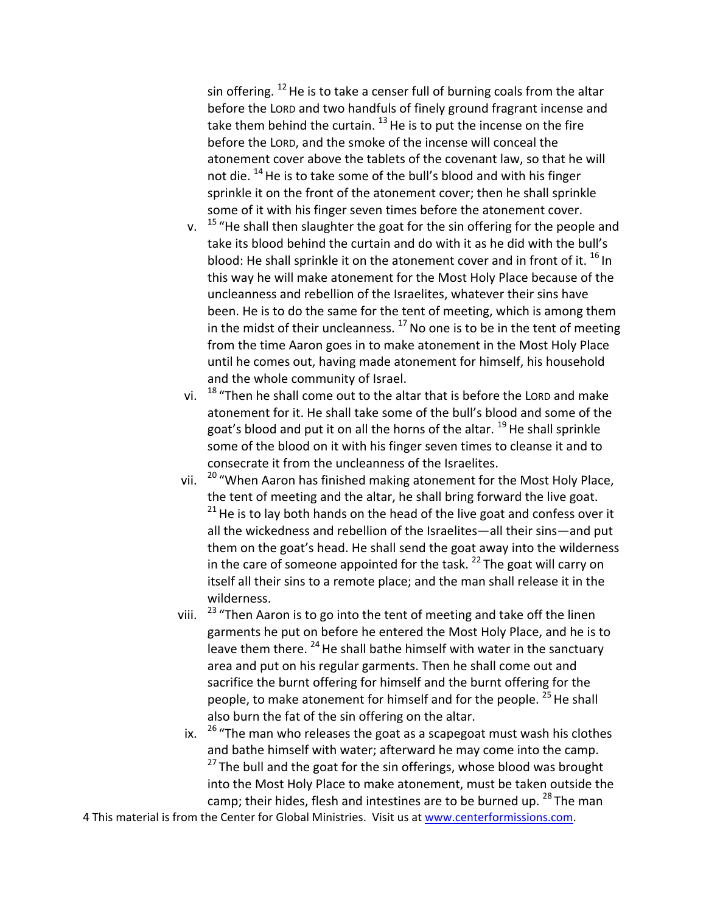sin offering. [12] He is to take a censer full of burning coals from the altar before the LORD and two handfuls of finely ground fragrant incense and take them behind the curtain. [13] He is to put the incense on the fire before the LORD, and the smoke of the incense will conceal the atonement cover above the tablets of the covenant law, so that he will not die. [14] He is to take some of the bull's blood and with his finger sprinkle it on the front of the atonement cover; then he shall sprinkle some of it with his finger seven times before the atonement cover.

v. [15] "He shall then slaughter the goat for the sin offering for the people and take its blood behind the curtain and do with it as he did with the bull's blood: He shall sprinkle it on the atonement cover and in front of it. [16] In this way he will make atonement for the Most Holy Place because of the uncleanness and rebellion of the Israelites, whatever their sins have been. He is to do the same for the tent of meeting, which is among them in the midst of their uncleanness. [17] No one is to be in the tent of meeting from the time Aaron goes in to make atonement in the Most Holy Place until he comes out, having made atonement for himself, his household and the whole community of Israel.

vi. [18] "Then he shall come out to the altar that is before the LORD and make atonement for it. He shall take some of the bull's blood and some of the goat's blood and put it on all the horns of the altar. [19] He shall sprinkle some of the blood on it with his finger seven times to cleanse it and to consecrate it from the uncleanness of the Israelites.

vii. [20] "When Aaron has finished making atonement for the Most Holy Place, the tent of meeting and the altar, he shall bring forward the live goat. [21] He is to lay both hands on the head of the live goat and confess over it all the wickedness and rebellion of the Israelites—all their sins—and put them on the goat's head. He shall send the goat away into the wilderness in the care of someone appointed for the task. [22] The goat will carry on itself all their sins to a remote place; and the man shall release it in the wilderness.

viii. [23] "Then Aaron is to go into the tent of meeting and take off the linen garments he put on before he entered the Most Holy Place, and he is to leave them there. [24] He shall bathe himself with water in the sanctuary area and put on his regular garments. Then he shall come out and sacrifice the burnt offering for himself and the burnt offering for the people, to make atonement for himself and for the people. [25] He shall also burn the fat of the sin offering on the altar.

ix. [26] "The man who releases the goat as a scapegoat must wash his clothes and bathe himself with water; afterward he may come into the camp. [27] The bull and the goat for the sin offerings, whose blood was brought into the Most Holy Place to make atonement, must be taken outside the camp; their hides, flesh and intestines are to be burned up. [28] The man

This material is from the Center for Global Ministries. Visit us at www.centerformissions.com.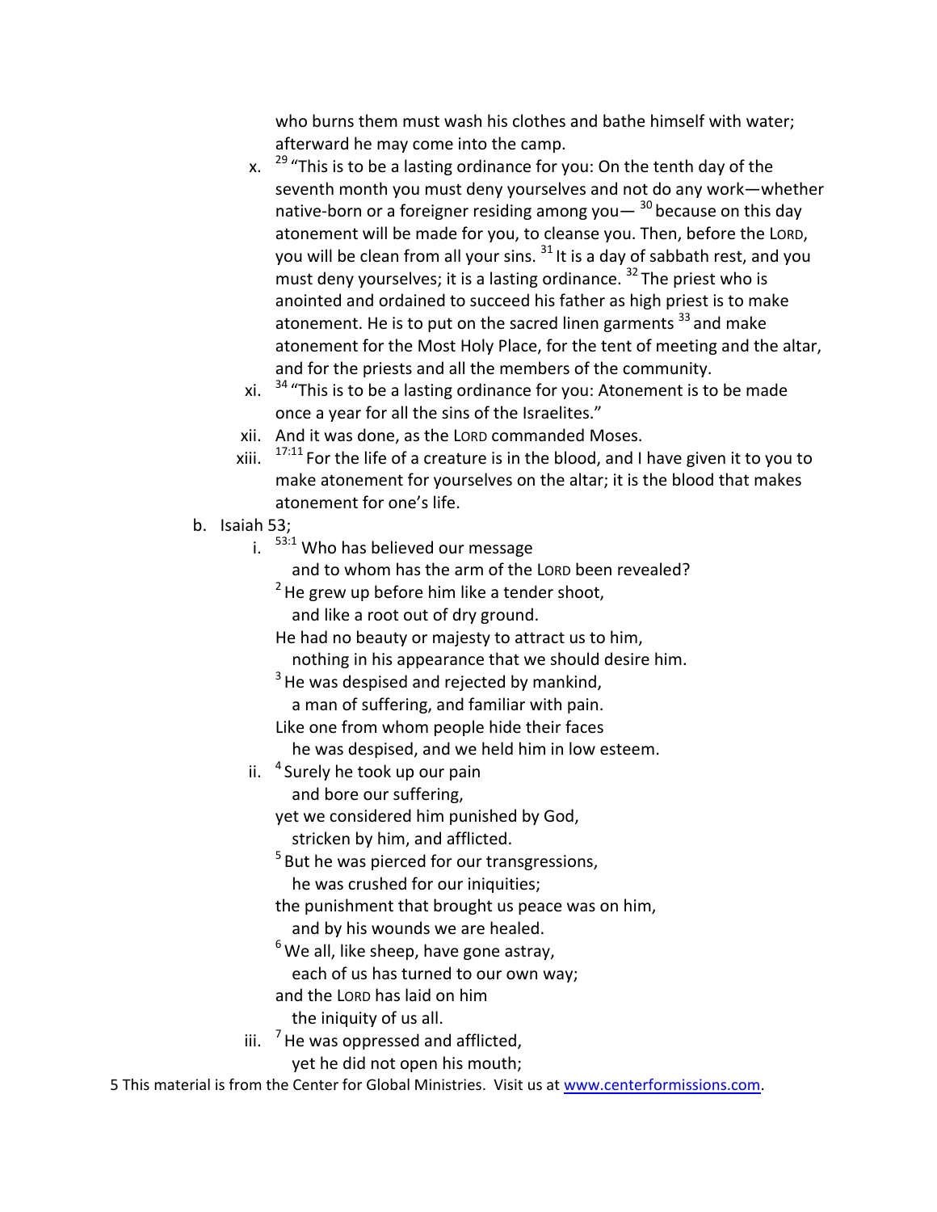who burns them must wash his clothes and bathe himself with water; afterward he may come into the camp.

x. [29] "This is to be a lasting ordinance for you: On the tenth day of the seventh month you must deny yourselves and not do any work—whether native-born or a foreigner residing among you— [30] because on this day atonement will be made for you, to cleanse you. Then, before the LORD, you will be clean from all your sins. [31] It is a day of sabbath rest, and you must deny yourselves; it is a lasting ordinance. [32] The priest who is anointed and ordained to succeed his father as high priest is to make atonement. He is to put on the sacred linen garments [33] and make atonement for the Most Holy Place, for the tent of meeting and the altar, and for the priests and all the members of the community.

xi. [34] "This is to be a lasting ordinance for you: Atonement is to be made once a year for all the sins of the Israelites."

xii. And it was done, as the LORD commanded Moses.

xiii. [17:11] For the life of a creature is in the blood, and I have given it to you to make atonement for yourselves on the altar; it is the blood that makes atonement for one's life.

b. Isaiah 53;

i. [53:1] Who has believed our message
   and to whom has the arm of the LORD been revealed?
[2] He grew up before him like a tender shoot,
   and like a root out of dry ground.
He had no beauty or majesty to attract us to him,
   nothing in his appearance that we should desire him.
[3] He was despised and rejected by mankind,
   a man of suffering, and familiar with pain.
Like one from whom people hide their faces
   he was despised, and we held him in low esteem.

ii. [4] Surely he took up our pain
   and bore our suffering,
yet we considered him punished by God,
   stricken by him, and afflicted.
[5] But he was pierced for our transgressions,
   he was crushed for our iniquities;
the punishment that brought us peace was on him,
   and by his wounds we are healed.
[6] We all, like sheep, have gone astray,
   each of us has turned to our own way;
and the LORD has laid on him
   the iniquity of us all.

iii. [7] He was oppressed and afflicted,
   yet he did not open his mouth;

This material is from the Center for Global Ministries. Visit us at www.centerformissions.com.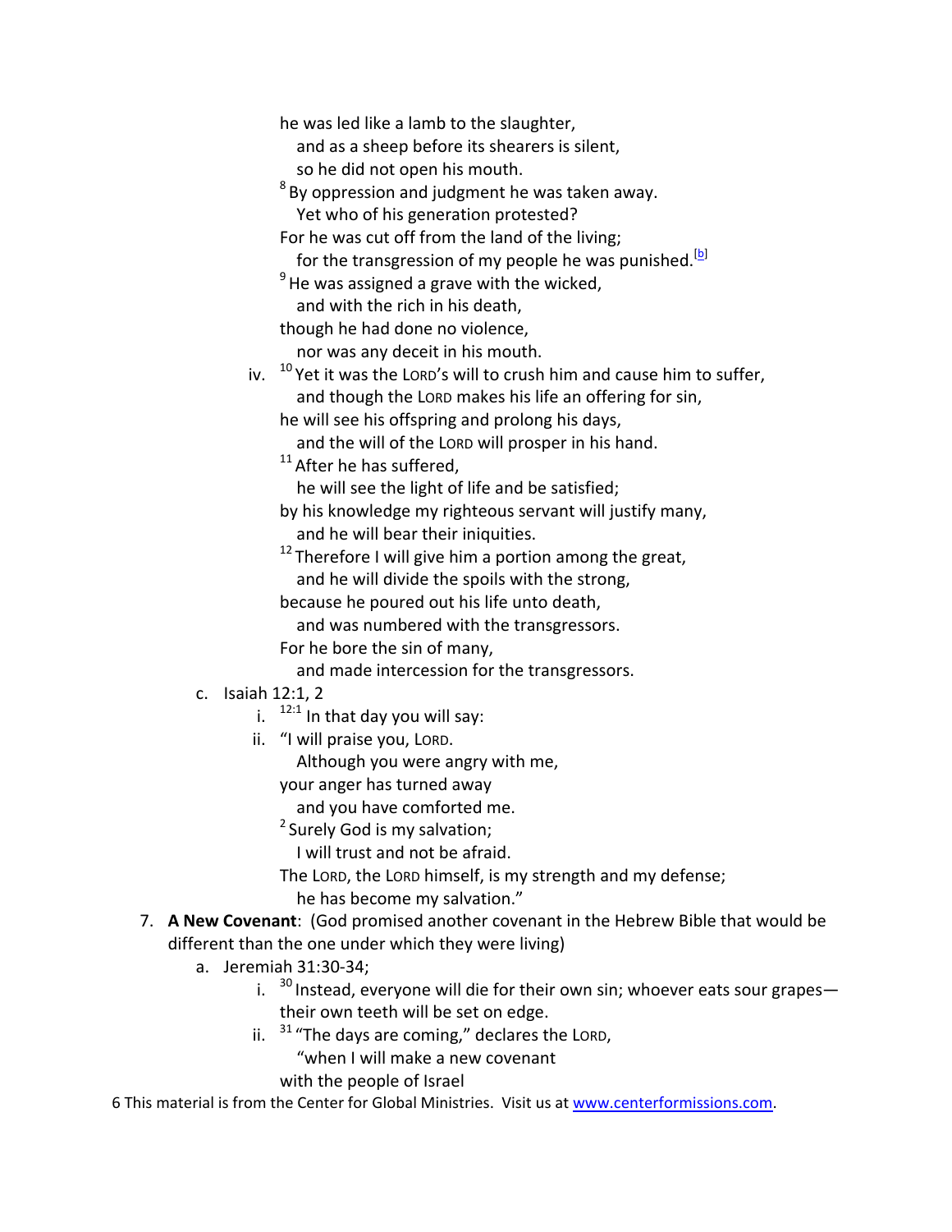he was led like a lamb to the slaughter,
  and as a sheep before its shearers is silent,
  so he did not open his mouth.
[8] By oppression and judgment he was taken away.
  Yet who of his generation protested?
For he was cut off from the land of the living;
  for the transgression of my people he was punished.[b]
[9] He was assigned a grave with the wicked,
  and with the rich in his death,
though he had done no violence,
  nor was any deceit in his mouth.

iv. [10] Yet it was the LORD's will to crush him and cause him to suffer,
  and though the LORD makes his life an offering for sin,
he will see his offspring and prolong his days,
  and the will of the LORD will prosper in his hand.
[11] After he has suffered,
  he will see the light of life and be satisfied;
by his knowledge my righteous servant will justify many,
  and he will bear their iniquities.
[12] Therefore I will give him a portion among the great,
  and he will divide the spoils with the strong,
because he poured out his life unto death,
  and was numbered with the transgressors.
For he bore the sin of many,
  and made intercession for the transgressors.

c. Isaiah 12:1, 2
   i. [12:1] In that day you will say:
   ii. "I will praise you, LORD.
     Although you were angry with me,
   your anger has turned away
     and you have comforted me.
   [2] Surely God is my salvation;
     I will trust and not be afraid.
   The LORD, the LORD himself, is my strength and my defense;
     he has become my salvation."

7. **A New Covenant**: (God promised another covenant in the Hebrew Bible that would be different than the one under which they were living)
   a. Jeremiah 31:30-34;
      i. [30] Instead, everyone will die for their own sin; whoever eats sour grapes—their own teeth will be set on edge.
      ii. [31] "The days are coming," declares the LORD,
        "when I will make a new covenant
      with the people of Israel

This material is from the Center for Global Ministries. Visit us at www.centerformissions.com.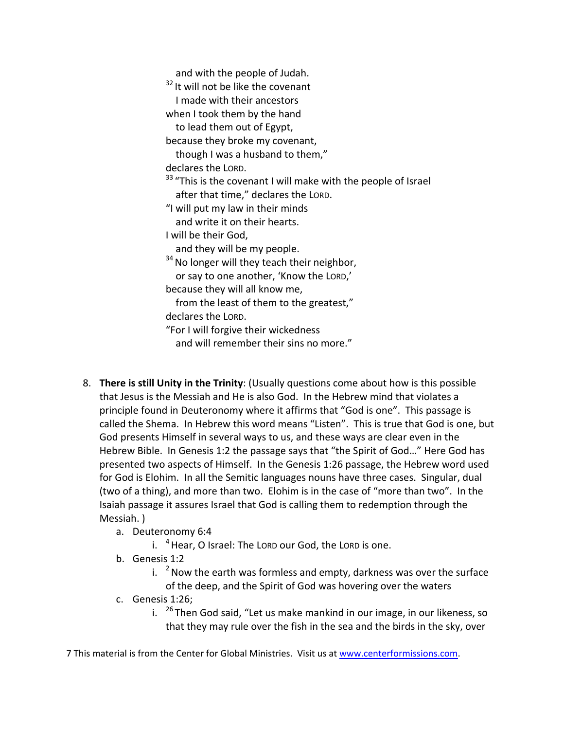and with the people of Judah.
[32] It will not be like the covenant
I made with their ancestors
when I took them by the hand
to lead them out of Egypt,
because they broke my covenant,
though I was a husband to them,"
declares the LORD.
[33] "This is the covenant I will make with the people of Israel
after that time," declares the LORD.
"I will put my law in their minds
and write it on their hearts.
I will be their God,
and they will be my people.
[34] No longer will they teach their neighbor,
or say to one another, 'Know the LORD,'
because they will all know me,
from the least of them to the greatest,"
declares the LORD.
"For I will forgive their wickedness
and will remember their sins no more."

8. **There is still Unity in the Trinity**: (Usually questions come about how is this possible that Jesus is the Messiah and He is also God. In the Hebrew mind that violates a principle found in Deuteronomy where it affirms that "God is one". This passage is called the Shema. In Hebrew this word means "Listen". This is true that God is one, but God presents Himself in several ways to us, and these ways are clear even in the Hebrew Bible. In Genesis 1:2 the passage says that "the Spirit of God…" Here God has presented two aspects of Himself. In the Genesis 1:26 passage, the Hebrew word used for God is Elohim. In all the Semitic languages nouns have three cases. Singular, dual (two of a thing), and more than two. Elohim is in the case of "more than two". In the Isaiah passage it assures Israel that God is calling them to redemption through the Messiah. )
    a. Deuteronomy 6:4
        i. [4] Hear, O Israel: The LORD our God, the LORD is one.
    b. Genesis 1:2
        i. [2] Now the earth was formless and empty, darkness was over the surface of the deep, and the Spirit of God was hovering over the waters
    c. Genesis 1:26;
        i. [26] Then God said, "Let us make mankind in our image, in our likeness, so that they may rule over the fish in the sea and the birds in the sky, over

This material is from the Center for Global Ministries. Visit us at www.centerformissions.com.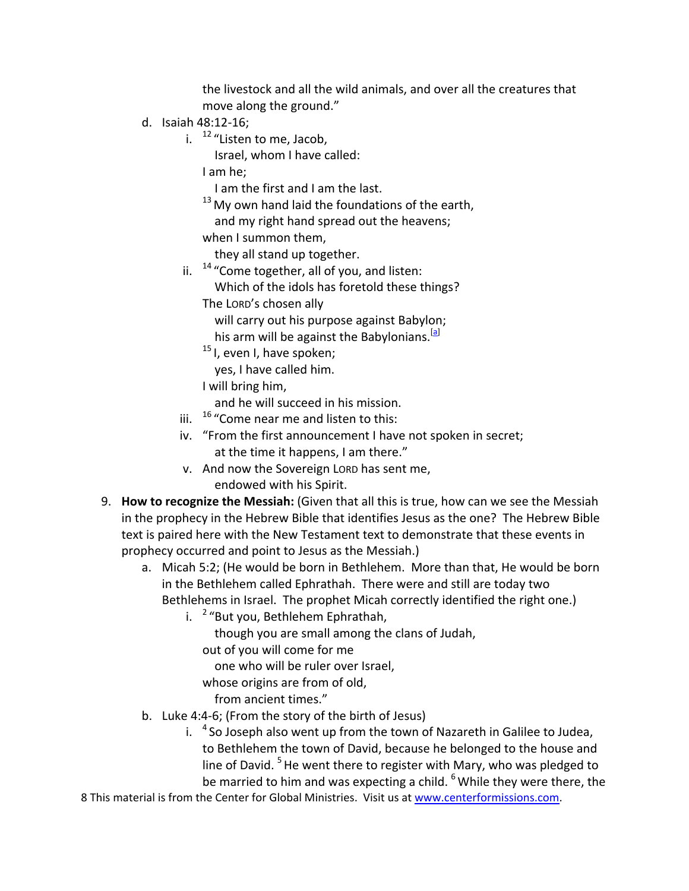the livestock and all the wild animals, and over all the creatures that move along the ground."

d. Isaiah 48:12-16;

   i. [12] "Listen to me, Jacob,
      Israel, whom I have called:
      I am he;
      I am the first and I am the last.
      [13] My own hand laid the foundations of the earth,
      and my right hand spread out the heavens;
      when I summon them,
      they all stand up together.

   ii. [14] "Come together, all of you, and listen:
      Which of the idols has foretold these things?
      The LORD's chosen ally
      will carry out his purpose against Babylon;
      his arm will be against the Babylonians.[a]
      [15] I, even I, have spoken;
      yes, I have called him.
      I will bring him,
      and he will succeed in his mission.

   iii. [16] "Come near me and listen to this:

   iv. "From the first announcement I have not spoken in secret;
      at the time it happens, I am there."

   v. And now the Sovereign LORD has sent me,
      endowed with his Spirit.

9. **How to recognize the Messiah:** (Given that all this is true, how can we see the Messiah in the prophecy in the Hebrew Bible that identifies Jesus as the one? The Hebrew Bible text is paired here with the New Testament text to demonstrate that these events in prophecy occurred and point to Jesus as the Messiah.)

   a. Micah 5:2; (He would be born in Bethlehem. More than that, He would be born in the Bethlehem called Ephrathah. There were and still are today two Bethlehems in Israel. The prophet Micah correctly identified the right one.)

      i. [2] "But you, Bethlehem Ephrathah,
         though you are small among the clans of Judah,
         out of you will come for me
         one who will be ruler over Israel,
         whose origins are from of old,
         from ancient times."

   b. Luke 4:4-6; (From the story of the birth of Jesus)

      i. [4] So Joseph also went up from the town of Nazareth in Galilee to Judea, to Bethlehem the town of David, because he belonged to the house and line of David. [5] He went there to register with Mary, who was pledged to be married to him and was expecting a child. [6] While they were there, the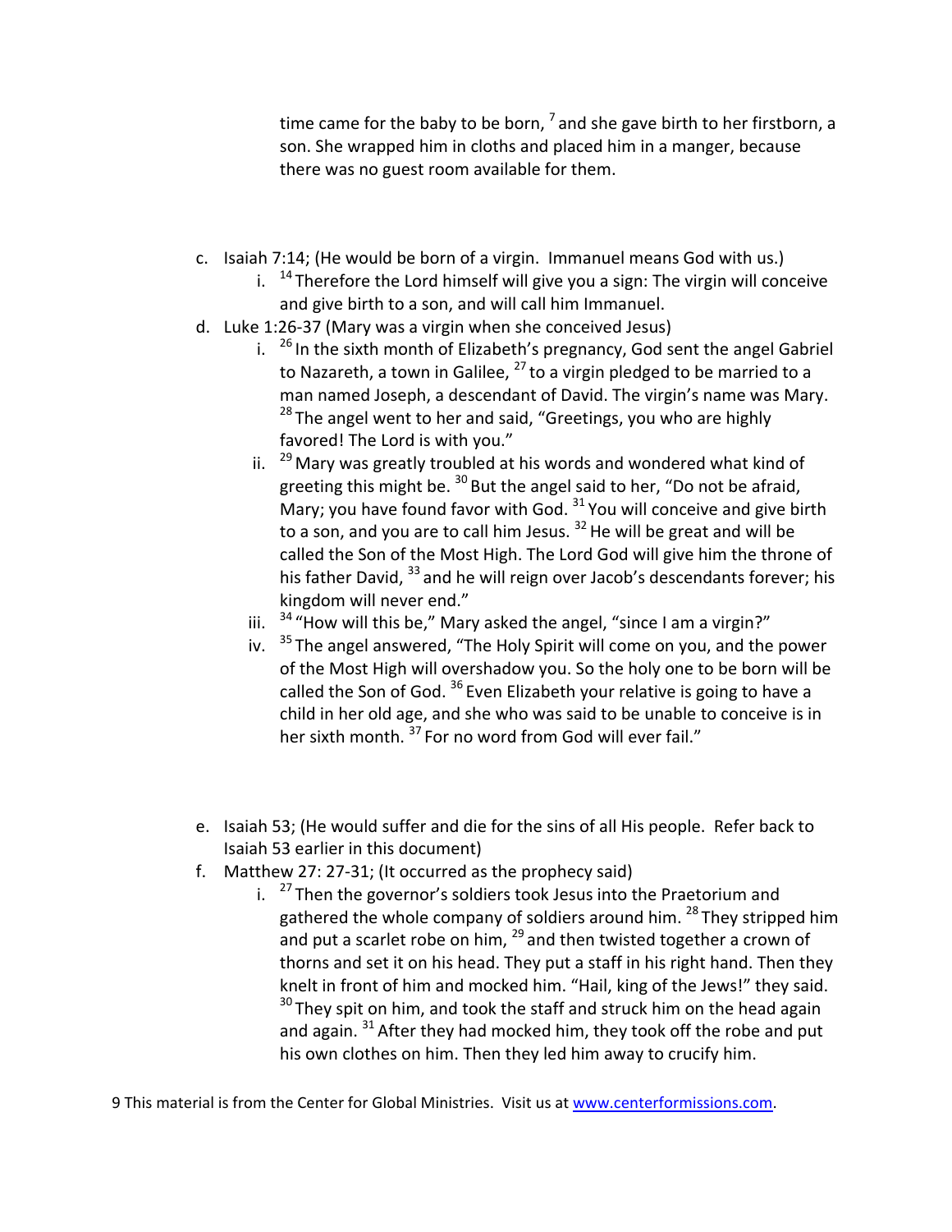time came for the baby to be born, [7] and she gave birth to her firstborn, a son. She wrapped him in cloths and placed him in a manger, because there was no guest room available for them.

c. Isaiah 7:14; (He would be born of a virgin. Immanuel means God with us.)
    i. [14] Therefore the Lord himself will give you a sign: The virgin will conceive and give birth to a son, and will call him Immanuel.
d. Luke 1:26-37 (Mary was a virgin when she conceived Jesus)
    i. [26] In the sixth month of Elizabeth's pregnancy, God sent the angel Gabriel to Nazareth, a town in Galilee, [27] to a virgin pledged to be married to a man named Joseph, a descendant of David. The virgin's name was Mary. [28] The angel went to her and said, "Greetings, you who are highly favored! The Lord is with you."
    ii. [29] Mary was greatly troubled at his words and wondered what kind of greeting this might be. [30] But the angel said to her, "Do not be afraid, Mary; you have found favor with God. [31] You will conceive and give birth to a son, and you are to call him Jesus. [32] He will be great and will be called the Son of the Most High. The Lord God will give him the throne of his father David, [33] and he will reign over Jacob's descendants forever; his kingdom will never end."
    iii. [34] "How will this be," Mary asked the angel, "since I am a virgin?"
    iv. [35] The angel answered, "The Holy Spirit will come on you, and the power of the Most High will overshadow you. So the holy one to be born will be called the Son of God. [36] Even Elizabeth your relative is going to have a child in her old age, and she who was said to be unable to conceive is in her sixth month. [37] For no word from God will ever fail."

e. Isaiah 53; (He would suffer and die for the sins of all His people. Refer back to Isaiah 53 earlier in this document)
f. Matthew 27: 27-31; (It occurred as the prophecy said)
    i. [27] Then the governor's soldiers took Jesus into the Praetorium and gathered the whole company of soldiers around him. [28] They stripped him and put a scarlet robe on him, [29] and then twisted together a crown of thorns and set it on his head. They put a staff in his right hand. Then they knelt in front of him and mocked him. "Hail, king of the Jews!" they said. [30] They spit on him, and took the staff and struck him on the head again and again. [31] After they had mocked him, they took off the robe and put his own clothes on him. Then they led him away to crucify him.

This material is from the Center for Global Ministries. Visit us at www.centerformissions.com.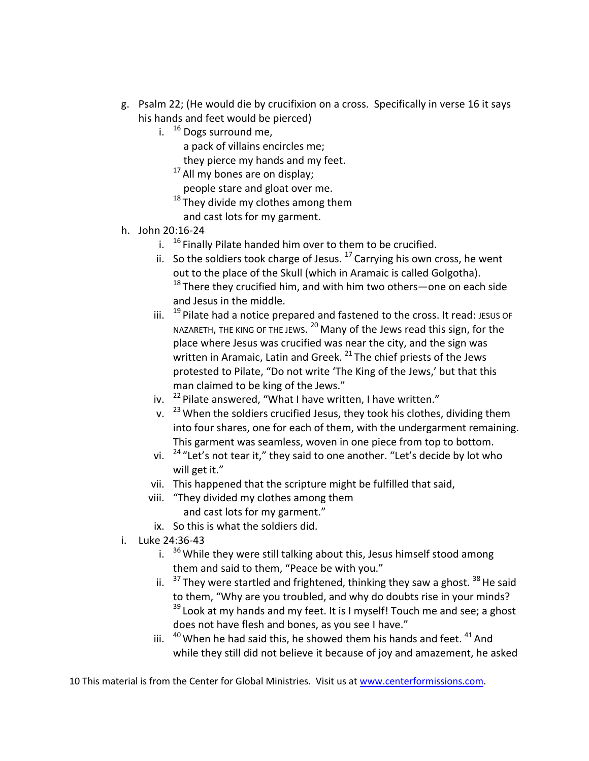g. Psalm 22; (He would die by crucifixion on a cross. Specifically in verse 16 it says his hands and feet would be pierced)

   i. [16] Dogs surround me,
      a pack of villains encircles me;
      they pierce my hands and my feet.
      [17] All my bones are on display;
      people stare and gloat over me.
      [18] They divide my clothes among them
      and cast lots for my garment.

h. John 20:16-24

   i. [16] Finally Pilate handed him over to them to be crucified.
   ii. So the soldiers took charge of Jesus. [17] Carrying his own cross, he went out to the place of the Skull (which in Aramaic is called Golgotha). [18] There they crucified him, and with him two others—one on each side and Jesus in the middle.
   iii. [19] Pilate had a notice prepared and fastened to the cross. It read: JESUS OF NAZARETH, THE KING OF THE JEWS. [20] Many of the Jews read this sign, for the place where Jesus was crucified was near the city, and the sign was written in Aramaic, Latin and Greek. [21] The chief priests of the Jews protested to Pilate, "Do not write 'The King of the Jews,' but that this man claimed to be king of the Jews."
   iv. [22] Pilate answered, "What I have written, I have written."
   v. [23] When the soldiers crucified Jesus, they took his clothes, dividing them into four shares, one for each of them, with the undergarment remaining. This garment was seamless, woven in one piece from top to bottom.
   vi. [24] "Let's not tear it," they said to one another. "Let's decide by lot who will get it."
   vii. This happened that the scripture might be fulfilled that said,
   viii. "They divided my clothes among them
      and cast lots for my garment."
   ix. So this is what the soldiers did.

i. Luke 24:36-43

   i. [36] While they were still talking about this, Jesus himself stood among them and said to them, "Peace be with you."
   ii. [37] They were startled and frightened, thinking they saw a ghost. [38] He said to them, "Why are you troubled, and why do doubts rise in your minds? [39] Look at my hands and my feet. It is I myself! Touch me and see; a ghost does not have flesh and bones, as you see I have."
   iii. [40] When he had said this, he showed them his hands and feet. [41] And while they still did not believe it because of joy and amazement, he asked

This material is from the Center for Global Ministries. Visit us at [www.centerformissions.com](http://www.centerformissions.com).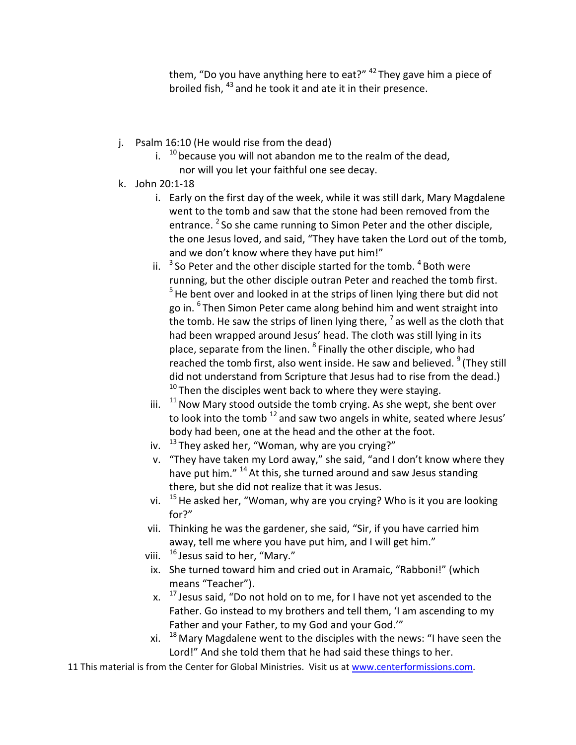them, "Do you have anything here to eat?" [42] They gave him a piece of broiled fish, [43] and he took it and ate it in their presence.

j. Psalm 16:10 (He would rise from the dead)
    i. [10] because you will not abandon me to the realm of the dead, nor will you let your faithful one see decay.
k. John 20:1-18
    i. Early on the first day of the week, while it was still dark, Mary Magdalene went to the tomb and saw that the stone had been removed from the entrance. [2] So she came running to Simon Peter and the other disciple, the one Jesus loved, and said, "They have taken the Lord out of the tomb, and we don't know where they have put him!"
    ii. [3] So Peter and the other disciple started for the tomb. [4] Both were running, but the other disciple outran Peter and reached the tomb first. [5] He bent over and looked in at the strips of linen lying there but did not go in. [6] Then Simon Peter came along behind him and went straight into the tomb. He saw the strips of linen lying there, [7] as well as the cloth that had been wrapped around Jesus' head. The cloth was still lying in its place, separate from the linen. [8] Finally the other disciple, who had reached the tomb first, also went inside. He saw and believed. [9] (They still did not understand from Scripture that Jesus had to rise from the dead.) [10] Then the disciples went back to where they were staying.
    iii. [11] Now Mary stood outside the tomb crying. As she wept, she bent over to look into the tomb [12] and saw two angels in white, seated where Jesus' body had been, one at the head and the other at the foot.
    iv. [13] They asked her, "Woman, why are you crying?"
    v. "They have taken my Lord away," she said, "and I don't know where they have put him." [14] At this, she turned around and saw Jesus standing there, but she did not realize that it was Jesus.
    vi. [15] He asked her, "Woman, why are you crying? Who is it you are looking for?"
    vii. Thinking he was the gardener, she said, "Sir, if you have carried him away, tell me where you have put him, and I will get him."
    viii. [16] Jesus said to her, "Mary."
    ix. She turned toward him and cried out in Aramaic, "Rabboni!" (which means "Teacher").
    x. [17] Jesus said, "Do not hold on to me, for I have not yet ascended to the Father. Go instead to my brothers and tell them, 'I am ascending to my Father and your Father, to my God and your God.'"
    xi. [18] Mary Magdalene went to the disciples with the news: "I have seen the Lord!" And she told them that he had said these things to her.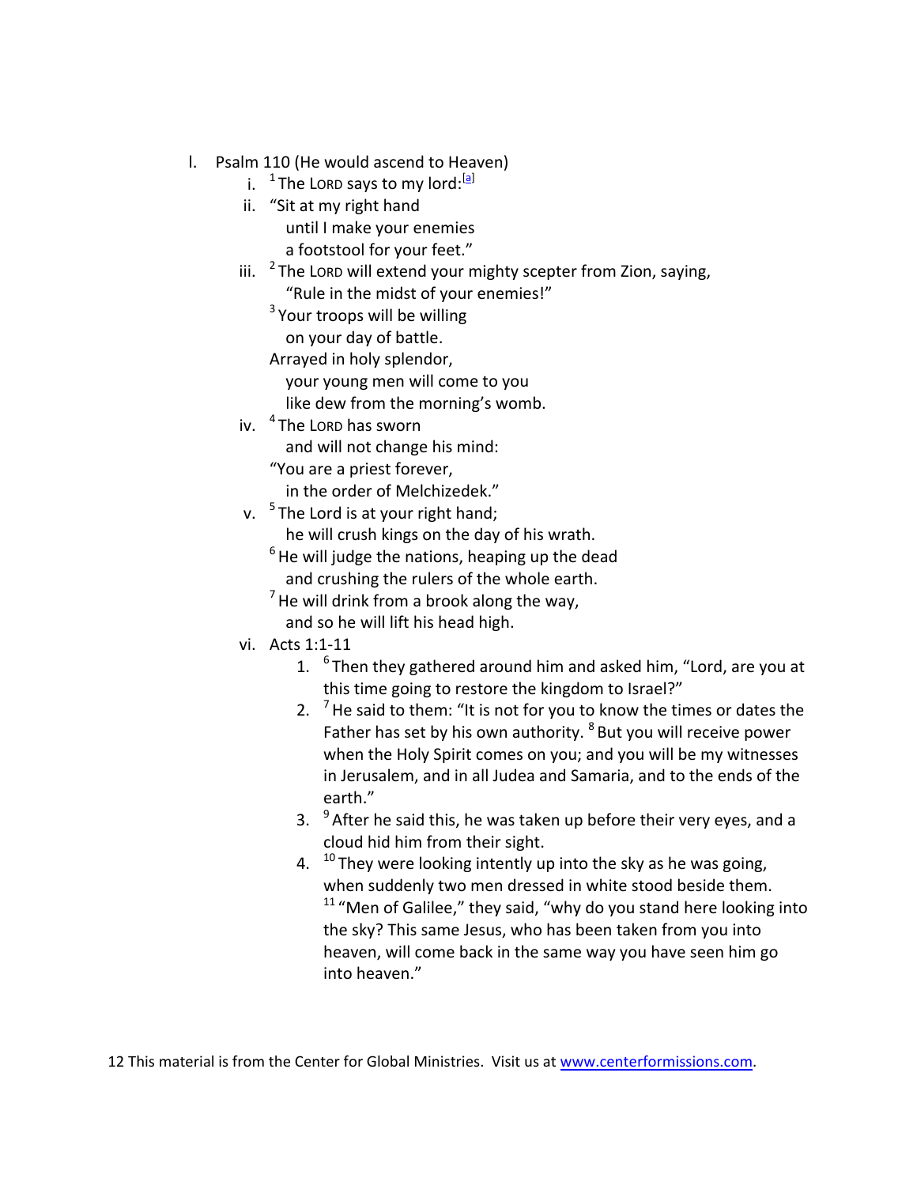l. Psalm 110 (He would ascend to Heaven)

   i. [1] The LORD says to my lord:[a]

   ii. "Sit at my right hand
      until I make your enemies
      a footstool for your feet."

   iii. [2] The LORD will extend your mighty scepter from Zion, saying,
      "Rule in the midst of your enemies!"
      [3] Your troops will be willing
      on your day of battle.
      Arrayed in holy splendor,
      your young men will come to you
      like dew from the morning's womb.

   iv. [4] The LORD has sworn
      and will not change his mind:
      "You are a priest forever,
      in the order of Melchizedek."

   v. [5] The Lord is at your right hand;
      he will crush kings on the day of his wrath.
      [6] He will judge the nations, heaping up the dead
      and crushing the rulers of the whole earth.
      [7] He will drink from a brook along the way,
      and so he will lift his head high.

   vi. Acts 1:1-11

      1. [6] Then they gathered around him and asked him, "Lord, are you at this time going to restore the kingdom to Israel?"
      2. [7] He said to them: "It is not for you to know the times or dates the Father has set by his own authority. [8] But you will receive power when the Holy Spirit comes on you; and you will be my witnesses in Jerusalem, and in all Judea and Samaria, and to the ends of the earth."
      3. [9] After he said this, he was taken up before their very eyes, and a cloud hid him from their sight.
      4. [10] They were looking intently up into the sky as he was going, when suddenly two men dressed in white stood beside them. [11] "Men of Galilee," they said, "why do you stand here looking into the sky? This same Jesus, who has been taken from you into heaven, will come back in the same way you have seen him go into heaven."

This material is from the Center for Global Ministries. Visit us at www.centerformissions.com.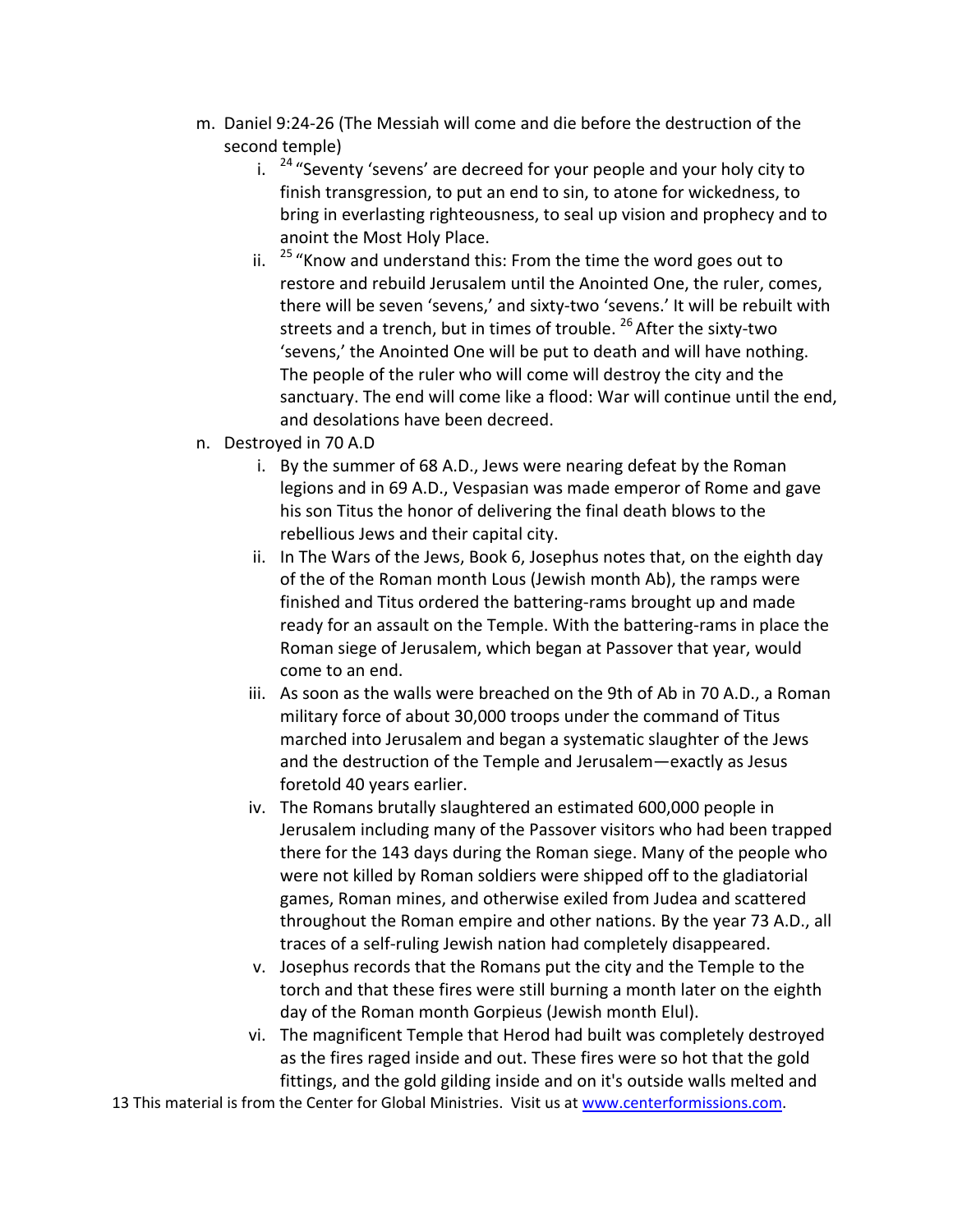m. Daniel 9:24-26 (The Messiah will come and die before the destruction of the second temple)

   i. [24] "Seventy 'sevens' are decreed for your people and your holy city to finish transgression, to put an end to sin, to atone for wickedness, to bring in everlasting righteousness, to seal up vision and prophecy and to anoint the Most Holy Place.

   ii. [25] "Know and understand this: From the time the word goes out to restore and rebuild Jerusalem until the Anointed One, the ruler, comes, there will be seven 'sevens,' and sixty-two 'sevens.' It will be rebuilt with streets and a trench, but in times of trouble. [26] After the sixty-two 'sevens,' the Anointed One will be put to death and will have nothing. The people of the ruler who will come will destroy the city and the sanctuary. The end will come like a flood: War will continue until the end, and desolations have been decreed.

n. Destroyed in 70 A.D

   i. By the summer of 68 A.D., Jews were nearing defeat by the Roman legions and in 69 A.D., Vespasian was made emperor of Rome and gave his son Titus the honor of delivering the final death blows to the rebellious Jews and their capital city.

   ii. In The Wars of the Jews, Book 6, Josephus notes that, on the eighth day of the of the Roman month Lous (Jewish month Ab), the ramps were finished and Titus ordered the battering-rams brought up and made ready for an assault on the Temple. With the battering-rams in place the Roman siege of Jerusalem, which began at Passover that year, would come to an end.

   iii. As soon as the walls were breached on the 9th of Ab in 70 A.D., a Roman military force of about 30,000 troops under the command of Titus marched into Jerusalem and began a systematic slaughter of the Jews and the destruction of the Temple and Jerusalem—exactly as Jesus foretold 40 years earlier.

   iv. The Romans brutally slaughtered an estimated 600,000 people in Jerusalem including many of the Passover visitors who had been trapped there for the 143 days during the Roman siege. Many of the people who were not killed by Roman soldiers were shipped off to the gladiatorial games, Roman mines, and otherwise exiled from Judea and scattered throughout the Roman empire and other nations. By the year 73 A.D., all traces of a self-ruling Jewish nation had completely disappeared.

   v. Josephus records that the Romans put the city and the Temple to the torch and that these fires were still burning a month later on the eighth day of the Roman month Gorpieus (Jewish month Elul).

   vi. The magnificent Temple that Herod had built was completely destroyed as the fires raged inside and out. These fires were so hot that the gold fittings, and the gold gilding inside and on it's outside walls melted and

This material is from the Center for Global Ministries. Visit us at www.centerformissions.com.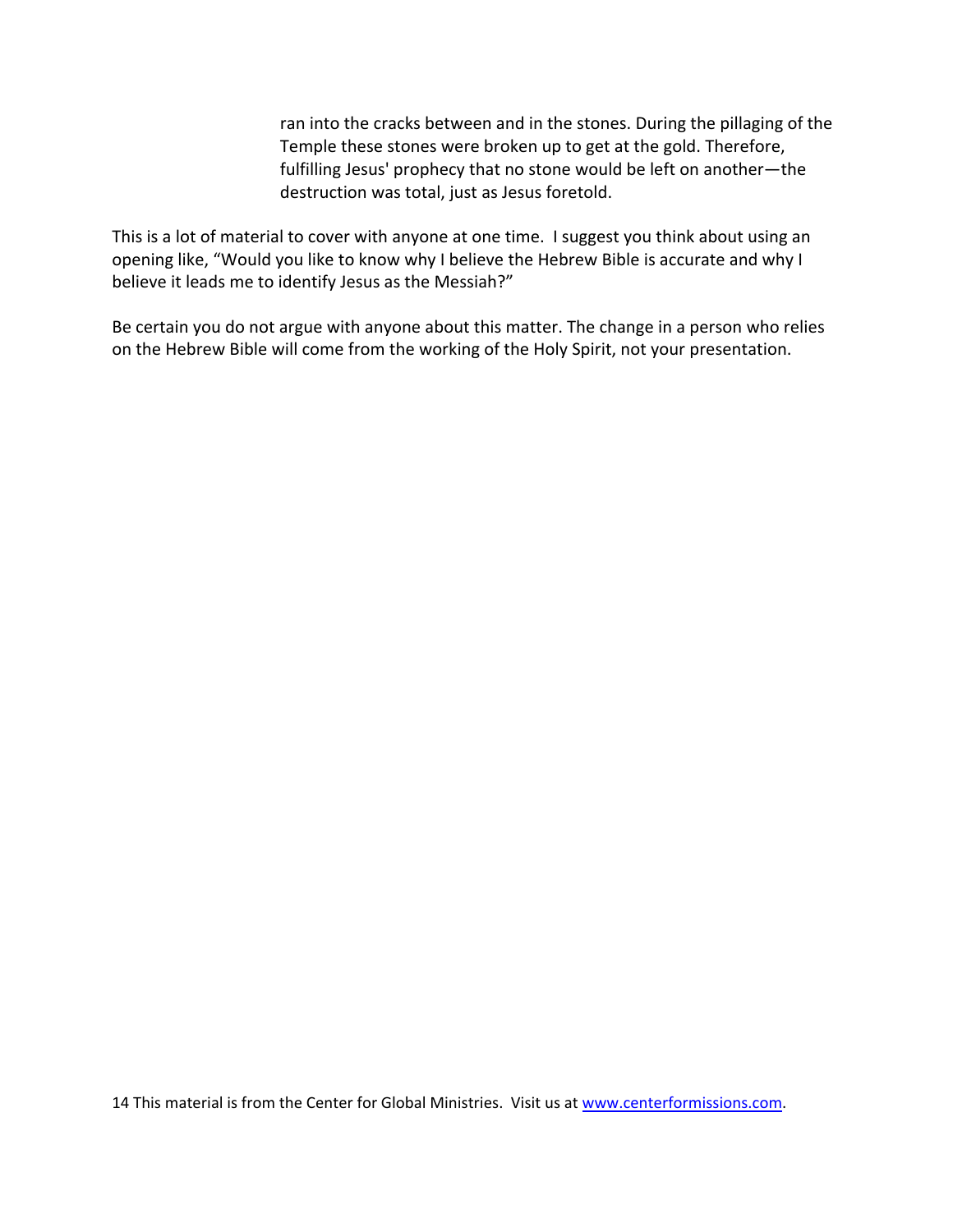ran into the cracks between and in the stones. During the pillaging of the Temple these stones were broken up to get at the gold. Therefore, fulfilling Jesus' prophecy that no stone would be left on another—the destruction was total, just as Jesus foretold.

This is a lot of material to cover with anyone at one time. I suggest you think about using an opening like, "Would you like to know why I believe the Hebrew Bible is accurate and why I believe it leads me to identify Jesus as the Messiah?"

Be certain you do not argue with anyone about this matter. The change in a person who relies on the Hebrew Bible will come from the working of the Holy Spirit, not your presentation.

This material is from the Center for Global Ministries. Visit us at www.centerformissions.com.